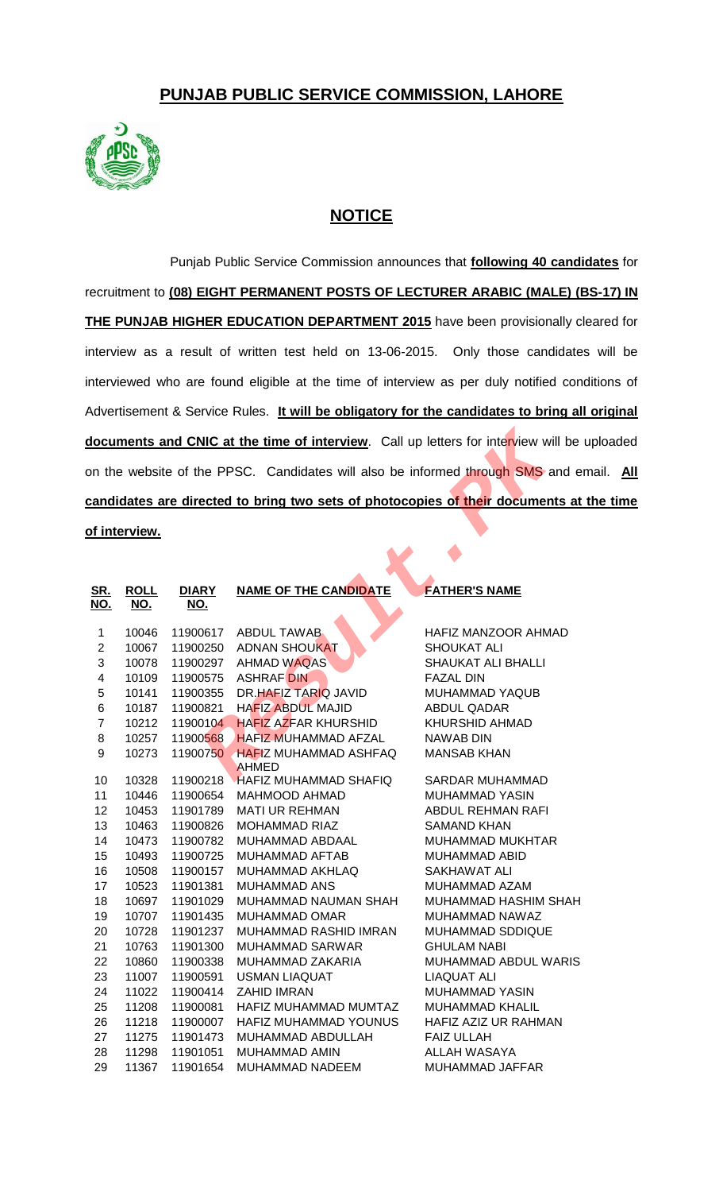# PUNJAB PUBLIC SERVICE COMMISSION, LAHORE

## NOTICE

Punjab Public Service Commission announces that **following 40 candidates** for recruitment to **(08) EIGHT PERMANENT POSTS OF LECTURER ARABIC (MALE) (BS-17) IN THE PUNJAB HIGHER EDUCATION DEPARTMENT 2015** have been provisionally cleared for interview as a result of written test held on 13-06-2015. Only those candidates will be interviewed who are found eligible at the time of interview as per duly notified conditions of Advertisement & Service Rules. **It will be obligatory for the candidates to bring all original documents and CNIC at the time of interview**. Call up letters for interview will be uploaded on the website of the PPSC. Candidates will also be informed through SMS and email. **All candidates are directed to bring two sets of photocopies of their documents at the time of interview.**

| SR. NO. | ROLL NO. | DIARY NO. | NAME OF THE CANDIDATE | FATHER'S NAME |
|---|---|---|---|---|
| 1 | 10046 | 11900617 | ABDUL TAWAB | HAFIZ MANZOOR AHMAD |
| 2 | 10067 | 11900250 | ADNAN SHOUKAT | SHOUKAT ALI |
| 3 | 10078 | 11900297 | AHMAD WAQAS | SHAUKAT ALI BHALLI |
| 4 | 10109 | 11900575 | ASHRAF DIN | FAZAL DIN |
| 5 | 10141 | 11900355 | DR.HAFIZ TARIQ JAVID | MUHAMMAD YAQUB |
| 6 | 10187 | 11900821 | HAFIZ ABDUL MAJID | ABDUL QADAR |
| 7 | 10212 | 11900104 | HAFIZ AZFAR KHURSHID | KHURSHID AHMAD |
| 8 | 10257 | 11900568 | HAFIZ MUHAMMAD AFZAL | NAWAB DIN |
| 9 | 10273 | 11900750 | HAFIZ MUHAMMAD ASHFAQ AHMED | MANSAB KHAN |
| 10 | 10328 | 11900218 | HAFIZ MUHAMMAD SHAFIQ | SARDAR MUHAMMAD |
| 11 | 10446 | 11900654 | MAHMOOD AHMAD | MUHAMMAD YASIN |
| 12 | 10453 | 11901789 | MATI UR REHMAN | ABDUL REHMAN RAFI |
| 13 | 10463 | 11900826 | MOHAMMAD RIAZ | SAMAND KHAN |
| 14 | 10473 | 11900782 | MUHAMMAD ABDAAL | MUHAMMAD MUKHTAR |
| 15 | 10493 | 11900725 | MUHAMMAD AFTAB | MUHAMMAD ABID |
| 16 | 10508 | 11900157 | MUHAMMAD AKHLAQ | SAKHAWAT ALI |
| 17 | 10523 | 11901381 | MUHAMMAD ANS | MUHAMMAD AZAM |
| 18 | 10697 | 11901029 | MUHAMMAD NAUMAN SHAH | MUHAMMAD HASHIM SHAH |
| 19 | 10707 | 11901435 | MUHAMMAD OMAR | MUHAMMAD NAWAZ |
| 20 | 10728 | 11901237 | MUHAMMAD RASHID IMRAN | MUHAMMAD SDDIQUE |
| 21 | 10763 | 11901300 | MUHAMMAD SARWAR | GHULAM NABI |
| 22 | 10860 | 11900338 | MUHAMMAD ZAKARIA | MUHAMMAD ABDUL WARIS |
| 23 | 11007 | 11900591 | USMAN LIAQUAT | LIAQUAT ALI |
| 24 | 11022 | 11900414 | ZAHID IMRAN | MUHAMMAD YASIN |
| 25 | 11208 | 11900081 | HAFIZ MUHAMMAD MUMTAZ | MUHAMMAD KHALIL |
| 26 | 11218 | 11900007 | HAFIZ MUHAMMAD YOUNUS | HAFIZ AZIZ UR RAHMAN |
| 27 | 11275 | 11901473 | MUHAMMAD ABDULLAH | FAIZ ULLAH |
| 28 | 11298 | 11901051 | MUHAMMAD AMIN | ALLAH WASAYA |
| 29 | 11367 | 11901654 | MUHAMMAD NADEEM | MUHAMMAD JAFFAR |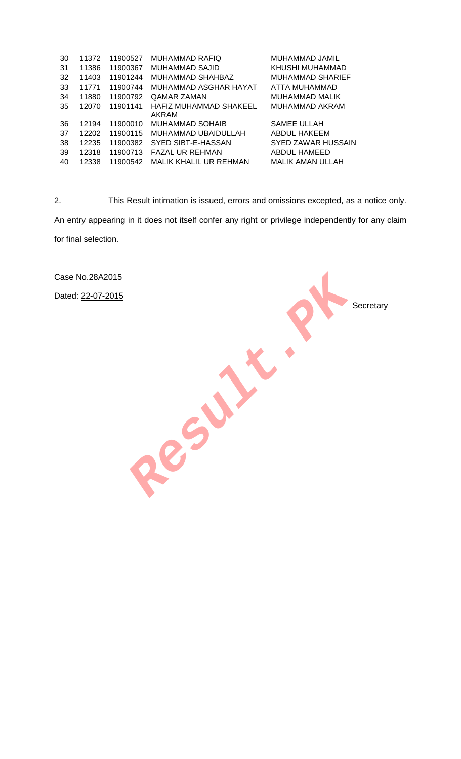| | | | | |
|---|---|---|---|---|
| 30 | 11372 | 11900527 | MUHAMMAD RAFIQ | MUHAMMAD JAMIL |
| 31 | 11386 | 11900367 | MUHAMMAD SAJID | KHUSHI MUHAMMAD |
| 32 | 11403 | 11901244 | MUHAMMAD SHAHBAZ | MUHAMMAD SHARIEF |
| 33 | 11771 | 11900744 | MUHAMMAD ASGHAR HAYAT | ATTA MUHAMMAD |
| 34 | 11880 | 11900792 | QAMAR ZAMAN | MUHAMMAD MALIK |
| 35 | 12070 | 11901141 | HAFIZ MUHAMMAD SHAKEEL AKRAM | MUHAMMAD AKRAM |
| 36 | 12194 | 11900010 | MUHAMMAD SOHAIB | SAMEE ULLAH |
| 37 | 12202 | 11900115 | MUHAMMAD UBAIDULLAH | ABDUL HAKEEM |
| 38 | 12235 | 11900382 | SYED SIBT-E-HASSAN | SYED ZAWAR HUSSAIN |
| 39 | 12318 | 11900713 | FAZAL UR REHMAN | ABDUL HAMEED |
| 40 | 12338 | 11900542 | MALIK KHALIL UR REHMAN | MALIK AMAN ULLAH |

2. This Result intimation is issued, errors and omissions excepted, as a notice only. An entry appearing in it does not itself confer any right or privilege independently for any claim for final selection.

Case No.28A2015

Dated: 22-07-2015

Secretary